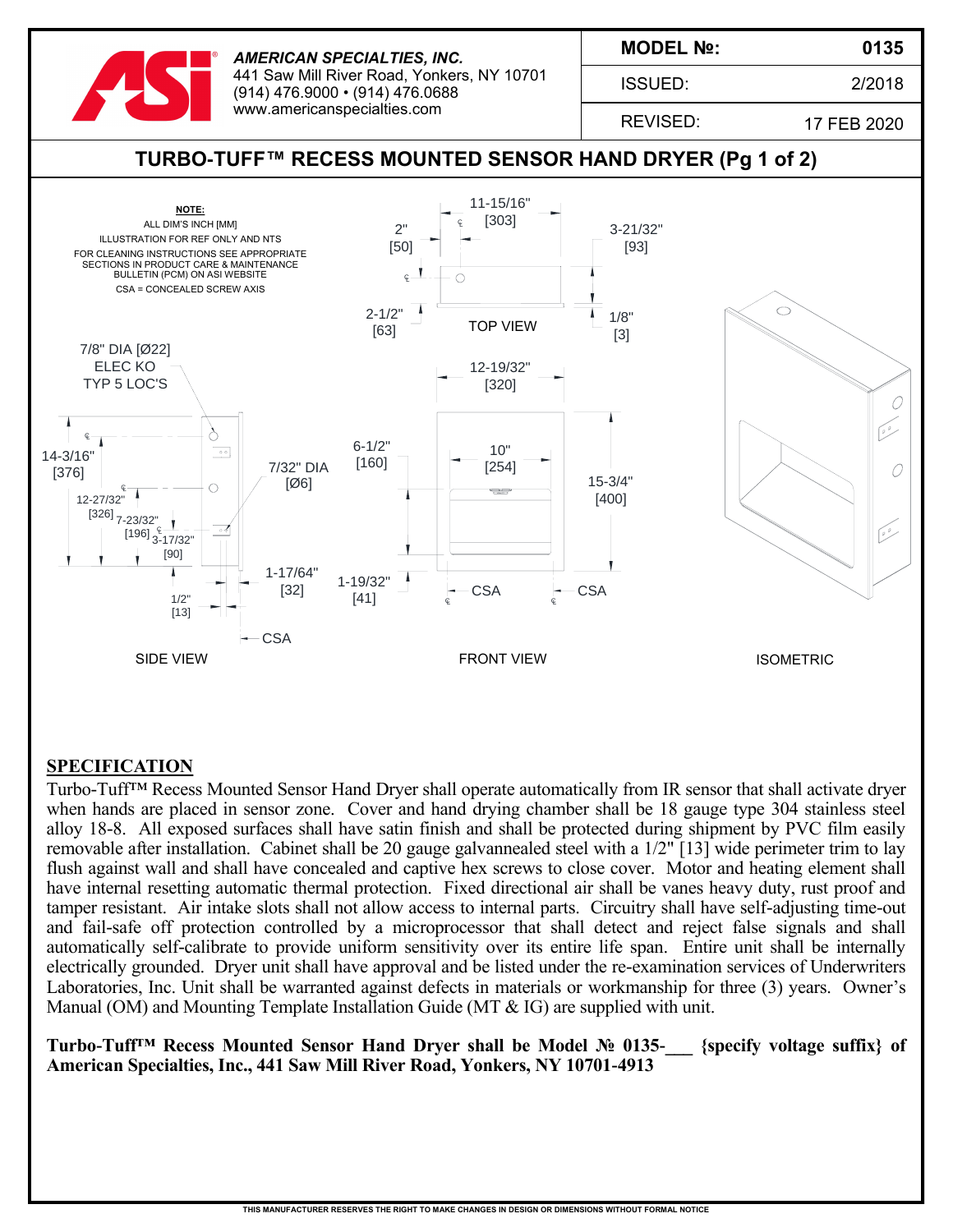**AMERICAN SPECIALTIES, INC.**
441 Saw Mill River Road, Yonkers, NY 10701
(914) 476.9000 • (914) 476.0688
www.americanspecialties.com

| MODEL №: | 0135 |
|---|---|
| ISSUED: | 2/2018 |
| REVISED: | 17 FEB 2020 |

# TURBO-TUFF™ RECESS MOUNTED SENSOR HAND DRYER (Pg 1 of 2)

**NOTE:**
ALL DIM'S INCH [MM]
ILLUSTRATION FOR REF ONLY AND NTS
FOR CLEANING INSTRUCTIONS SEE APPROPRIATE SECTIONS IN PRODUCT CARE & MAINTENANCE BULLETIN (PCM) ON ASI WEBSITE
CSA = CONCEALED SCREW AXIS

TOP VIEW: 11-15/16" [303]; 2" [50]; 3-21/32" [93]; 2-1/2" [63]; 1/8" [3]

SIDE VIEW: 7/8" DIA [Ø22] ELEC KO TYP 5 LOC'S; 14-3/16" [376]; 12-27/32" [326]; 7-23/32" [196]; 3-17/32" [90]; 7/32" DIA [Ø6]; 1-17/64" [32]; 1/2" [13]; CSA

FRONT VIEW: 12-19/32" [320]; 10" [254]; 6-1/2" [160]; 15-3/4" [400]; 1-19/32" [41]; CSA; CSA

ISOMETRIC

## SPECIFICATION

Turbo-Tuff™ Recess Mounted Sensor Hand Dryer shall operate automatically from IR sensor that shall activate dryer when hands are placed in sensor zone. Cover and hand drying chamber shall be 18 gauge type 304 stainless steel alloy 18-8. All exposed surfaces shall have satin finish and shall be protected during shipment by PVC film easily removable after installation. Cabinet shall be 20 gauge galvannealed steel with a 1/2" [13] wide perimeter trim to lay flush against wall and shall have concealed and captive hex screws to close cover. Motor and heating element shall have internal resetting automatic thermal protection. Fixed directional air shall be vanes heavy duty, rust proof and tamper resistant. Air intake slots shall not allow access to internal parts. Circuitry shall have self-adjusting time-out and fail-safe off protection controlled by a microprocessor that shall detect and reject false signals and shall automatically self-calibrate to provide uniform sensitivity over its entire life span. Entire unit shall be internally electrically grounded. Dryer unit shall have approval and be listed under the re-examination services of Underwriters Laboratories, Inc. Unit shall be warranted against defects in materials or workmanship for three (3) years. Owner's Manual (OM) and Mounting Template Installation Guide (MT & IG) are supplied with unit.

**Turbo-Tuff™ Recess Mounted Sensor Hand Dryer shall be Model № 0135-___ {specify voltage suffix} of American Specialties, Inc., 441 Saw Mill River Road, Yonkers, NY 10701-4913**

THIS MANUFACTURER RESERVES THE RIGHT TO MAKE CHANGES IN DESIGN OR DIMENSIONS WITHOUT FORMAL NOTICE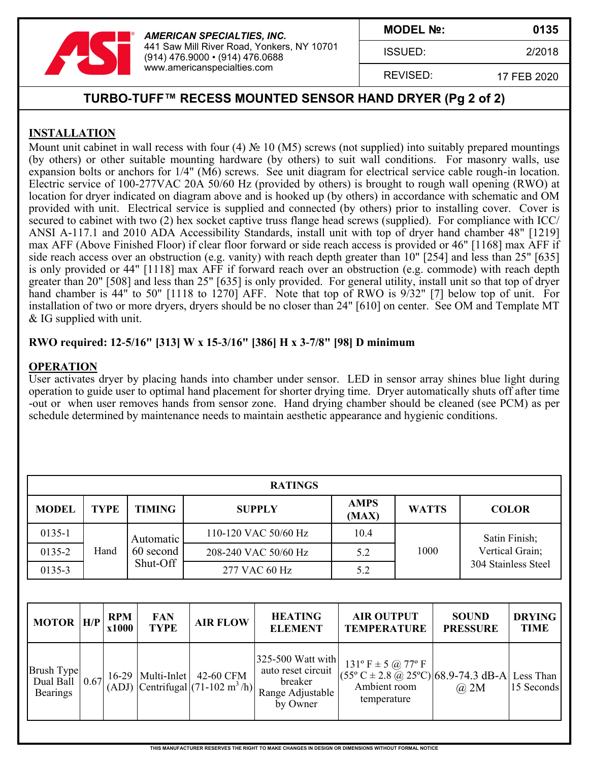**AMERICAN SPECIALTIES, INC.**
441 Saw Mill River Road, Yonkers, NY 10701
(914) 476.9000 • (914) 476.0688
www.americanspecialties.com

| MODEL №: | 0135 |
|---|---|
| ISSUED: | 2/2018 |
| REVISED: | 17 FEB 2020 |

# TURBO-TUFF™ RECESS MOUNTED SENSOR HAND DRYER (Pg 2 of 2)

## INSTALLATION

Mount unit cabinet in wall recess with four (4) № 10 (M5) screws (not supplied) into suitably prepared mountings (by others) or other suitable mounting hardware (by others) to suit wall conditions. For masonry walls, use expansion bolts or anchors for 1/4" (M6) screws. See unit diagram for electrical service cable rough-in location. Electric service of 100-277VAC 20A 50/60 Hz (provided by others) is brought to rough wall opening (RWO) at location for dryer indicated on diagram above and is hooked up (by others) in accordance with schematic and OM provided with unit. Electrical service is supplied and connected (by others) prior to installing cover. Cover is secured to cabinet with two (2) hex socket captive truss flange head screws (supplied). For compliance with ICC/ANSI A-117.1 and 2010 ADA Accessibility Standards, install unit with top of dryer hand chamber 48" [1219] max AFF (Above Finished Floor) if clear floor forward or side reach access is provided or 46" [1168] max AFF if side reach access over an obstruction (e.g. vanity) with reach depth greater than 10" [254] and less than 25" [635] is only provided or 44" [1118] max AFF if forward reach over an obstruction (e.g. commode) with reach depth greater than 20" [508] and less than 25" [635] is only provided. For general utility, install unit so that top of dryer hand chamber is 44" to 50" [1118 to 1270] AFF. Note that top of RWO is 9/32" [7] below top of unit. For installation of two or more dryers, dryers should be no closer than 24" [610] on center. See OM and Template MT & IG supplied with unit.

**RWO required: 12-5/16" [313] W x 15-3/16" [386] H x 3-7/8" [98] D minimum**

## OPERATION

User activates dryer by placing hands into chamber under sensor. LED in sensor array shines blue light during operation to guide user to optimal hand placement for shorter drying time. Dryer automatically shuts off after time-out or when user removes hands from sensor zone. Hand drying chamber should be cleaned (see PCM) as per schedule determined by maintenance needs to maintain aesthetic appearance and hygienic conditions.

**RATINGS**

| MODEL | TYPE | TIMING | SUPPLY | AMPS (MAX) | WATTS | COLOR |
|---|---|---|---|---|---|---|
| 0135-1 | Hand | Automatic 60 second Shut-Off | 110-120 VAC 50/60 Hz | 10.4 | 1000 | Satin Finish; Vertical Grain; 304 Stainless Steel |
| 0135-2 | | | 208-240 VAC 50/60 Hz | 5.2 | | |
| 0135-3 | | | 277 VAC 60 Hz | 5.2 | | |

| MOTOR | H/P | RPM x1000 | FAN TYPE | AIR FLOW | HEATING ELEMENT | AIR OUTPUT TEMPERATURE | SOUND PRESSURE | DRYING TIME |
|---|---|---|---|---|---|---|---|---|
| Brush Type Dual Ball Bearings | 0.67 | 16-29 (ADJ) | Multi-Inlet Centrifugal | 42-60 CFM (71-102 $m^3$/h) | 325-500 Watt with auto reset circuit breaker Range Adjustable by Owner | 131º F ± 5 @ 77º F (55º C ± 2.8 @ 25ºC) Ambient room temperature | 68.9-74.3 dB-A @ 2M | Less Than 15 Seconds |

THIS MANUFACTURER RESERVES THE RIGHT TO MAKE CHANGES IN DESIGN OR DIMENSIONS WITHOUT FORMAL NOTICE